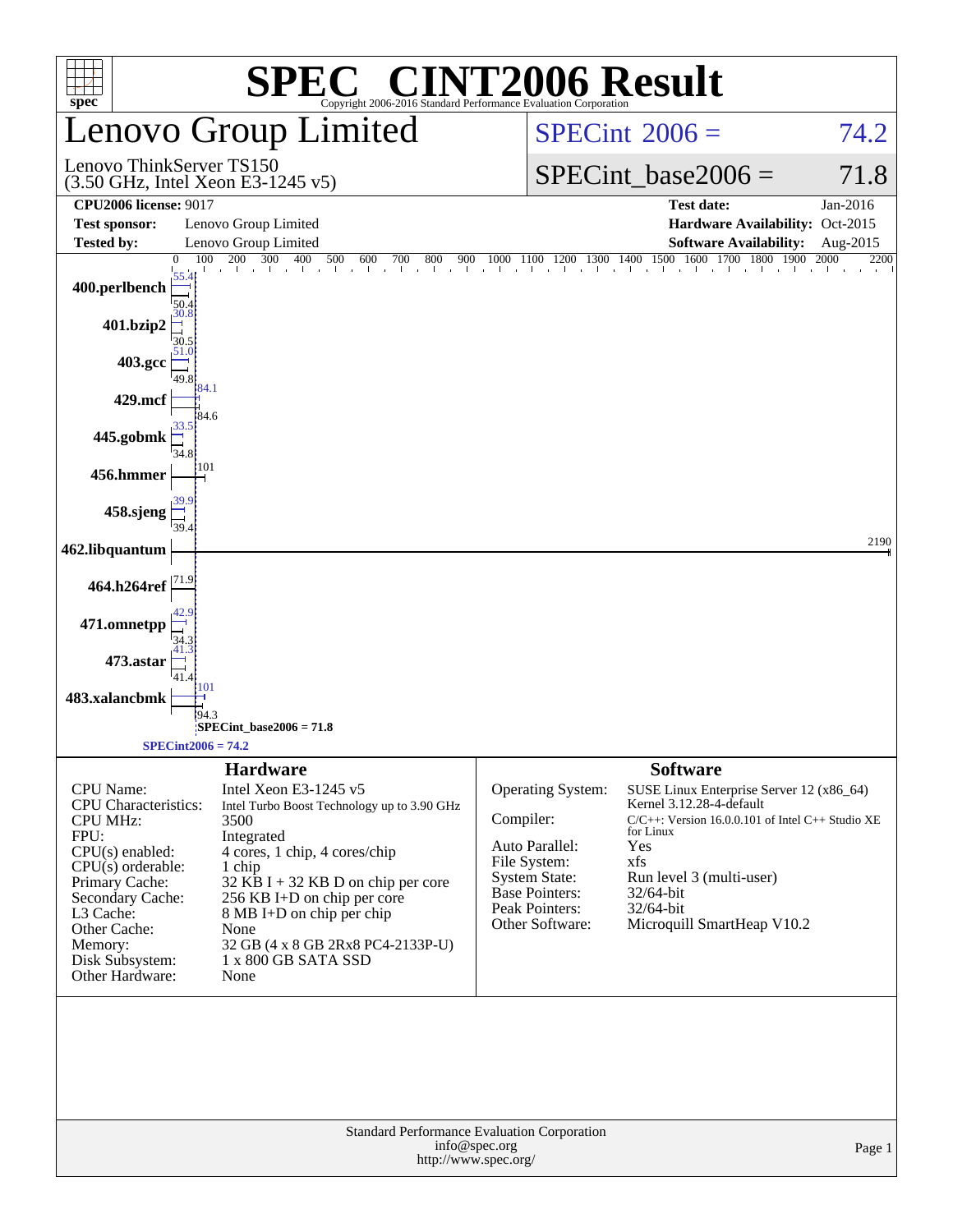# SPEC® CINT2006 Result

Copyright 2006-2016 Standard Performance Evaluation Corporation

## Lenovo Group Limited

Lenovo ThinkServer TS150
(3.50 GHz, Intel Xeon E3-1245 v5)

SPECint 2006 = 74.2

SPECint_base2006 = 71.8

| | | | |
|---|---|---|---|
| **CPU2006 license:** 9017 | | **Test date:** | Jan-2016 |
| **Test sponsor:** | Lenovo Group Limited | **Hardware Availability:** | Oct-2015 |
| **Tested by:** | Lenovo Group Limited | **Software Availability:** | Aug-2015 |

| Benchmark | Peak | Base |
|---|---|---|
| 400.perlbench | 55.4 | 50.4 |
| 401.bzip2 | 30.8 | 30.5 |
| 403.gcc | 51.0 | 49.8 |
| 429.mcf | 84.1 | 84.6 |
| 445.gobmk | 33.5 | 34.8 |
| 456.hmmer | 101 | 101 |
| 458.sjeng | 39.9 | 39.4 |
| 462.libquantum | 2190 | 2190 |
| 464.h264ref | 71.9 | 71.9 |
| 471.omnetpp | 42.9 | 34.3 |
| 473.astar | 41.3 | 41.4 |
| 483.xalancbmk | 101 | 94.3 |

SPECint_base2006 = 71.8

SPECint2006 = 74.2

### Hardware

| | |
|---|---|
| CPU Name: | Intel Xeon E3-1245 v5 |
| CPU Characteristics: | Intel Turbo Boost Technology up to 3.90 GHz |
| CPU MHz: | 3500 |
| FPU: | Integrated |
| CPU(s) enabled: | 4 cores, 1 chip, 4 cores/chip |
| CPU(s) orderable: | 1 chip |
| Primary Cache: | 32 KB I + 32 KB D on chip per core |
| Secondary Cache: | 256 KB I+D on chip per core |
| L3 Cache: | 8 MB I+D on chip per chip |
| Other Cache: | None |
| Memory: | 32 GB (4 x 8 GB 2Rx8 PC4-2133P-U) |
| Disk Subsystem: | 1 x 800 GB SATA SSD |
| Other Hardware: | None |

### Software

| | |
|---|---|
| Operating System: | SUSE Linux Enterprise Server 12 (x86_64) Kernel 3.12.28-4-default |
| Compiler: | C/C++: Version 16.0.0.101 of Intel C++ Studio XE for Linux |
| Auto Parallel: | Yes |
| File System: | xfs |
| System State: | Run level 3 (multi-user) |
| Base Pointers: | 32/64-bit |
| Peak Pointers: | 32/64-bit |
| Other Software: | Microquill SmartHeap V10.2 |

Standard Performance Evaluation Corporation
info@spec.org
http://www.spec.org/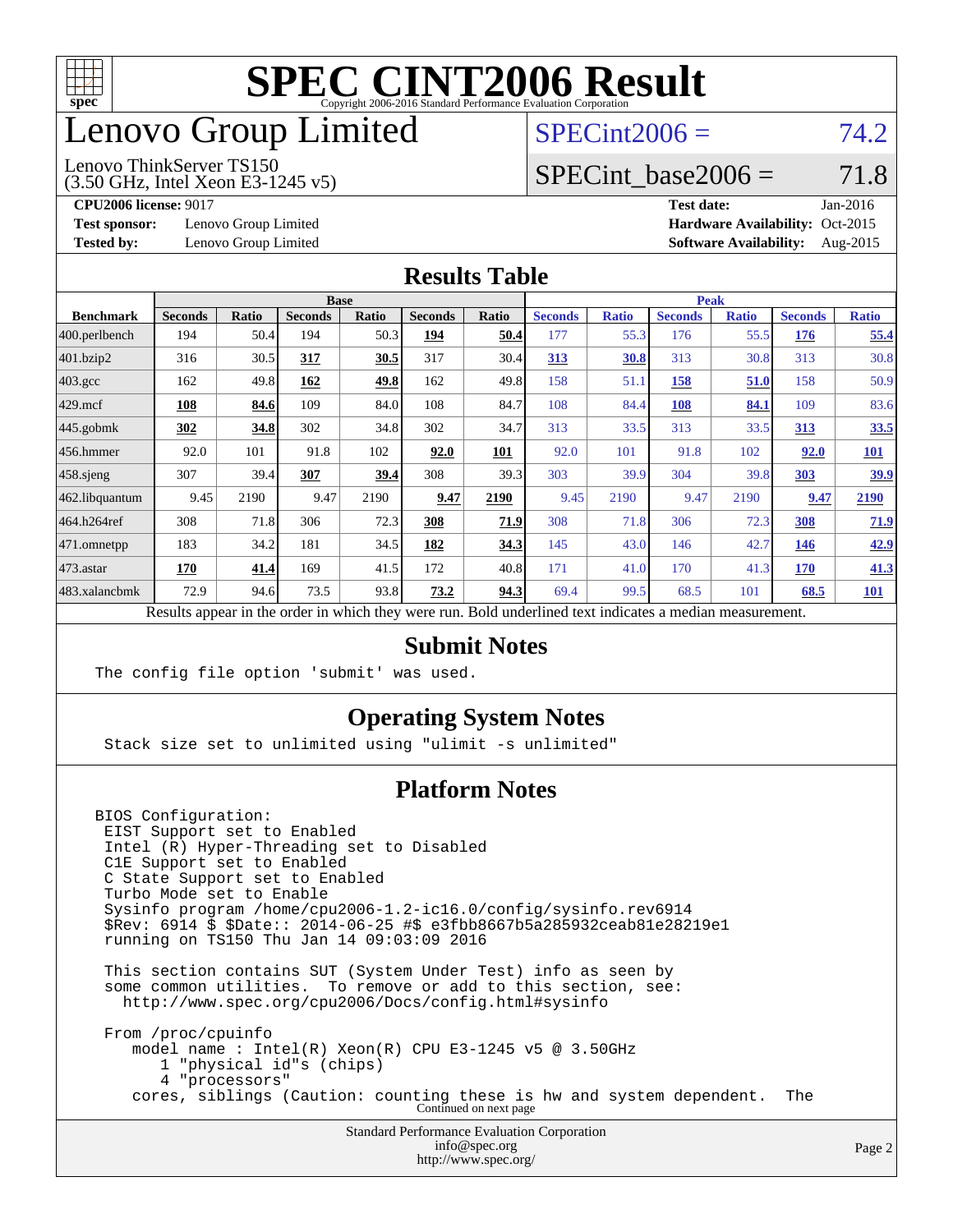# SPEC CINT2006 Result

Copyright 2006-2016 Standard Performance Evaluation Corporation

# Lenovo Group Limited

Lenovo ThinkServer TS150
(3.50 GHz, Intel Xeon E3-1245 v5)

SPECint2006 = 74.2

SPECint_base2006 = 71.8

**CPU2006 license:** 9017
**Test sponsor:** Lenovo Group Limited
**Tested by:** Lenovo Group Limited

**Test date:** Jan-2016
**Hardware Availability:** Oct-2015
**Software Availability:** Aug-2015

## Results Table

| Benchmark | Base | | | | | | Peak | | | | | |
|---|---|---|---|---|---|---|---|---|---|---|---|---|
| | Seconds | Ratio | Seconds | Ratio | Seconds | Ratio | Seconds | Ratio | Seconds | Ratio | Seconds | Ratio |
| 400.perlbench | 194 | 50.4 | 194 | 50.3 | **194** | **50.4** | 177 | 55.3 | 176 | 55.5 | **176** | **55.4** |
| 401.bzip2 | 316 | 30.5 | **317** | **30.5** | 317 | 30.4 | **313** | **30.8** | 313 | 30.8 | 313 | 30.8 |
| 403.gcc | 162 | 49.8 | **162** | **49.8** | 162 | 49.8 | 158 | 51.1 | **158** | **51.0** | 158 | 50.9 |
| 429.mcf | **108** | **84.6** | 109 | 84.0 | 108 | 84.7 | 108 | 84.4 | **108** | **84.1** | 109 | 83.6 |
| 445.gobmk | **302** | **34.8** | 302 | 34.8 | 302 | 34.7 | 313 | 33.5 | 313 | 33.5 | **313** | **33.5** |
| 456.hmmer | 92.0 | 101 | 91.8 | 102 | **92.0** | **101** | 92.0 | 101 | 91.8 | 102 | **92.0** | **101** |
| 458.sjeng | 307 | 39.4 | **307** | **39.4** | 308 | 39.3 | 303 | 39.9 | 304 | 39.8 | **303** | **39.9** |
| 462.libquantum | 9.45 | 2190 | 9.47 | 2190 | **9.47** | **2190** | 9.45 | 2190 | 9.47 | 2190 | **9.47** | **2190** |
| 464.h264ref | 308 | 71.8 | 306 | 72.3 | **308** | **71.9** | 308 | 71.8 | 306 | 72.3 | **308** | **71.9** |
| 471.omnetpp | 183 | 34.2 | 181 | 34.5 | **182** | **34.3** | 145 | 43.0 | 146 | 42.7 | **146** | **42.9** |
| 473.astar | **170** | **41.4** | 169 | 41.5 | 172 | 40.8 | 171 | 41.0 | 170 | 41.3 | **170** | **41.3** |
| 483.xalancbmk | 72.9 | 94.6 | 73.5 | 93.8 | **73.2** | **94.3** | 69.4 | 99.5 | 68.5 | 101 | **68.5** | **101** |

Results appear in the order in which they were run. Bold underlined text indicates a median measurement.

## Submit Notes

```
The config file option 'submit' was used.
```

## Operating System Notes

```
Stack size set to unlimited using "ulimit -s unlimited"
```

## Platform Notes

```
BIOS Configuration:
 EIST Support set to Enabled
 Intel (R) Hyper-Threading set to Disabled
 C1E Support set to Enabled
 C State Support set to Enabled
 Turbo Mode set to Enable
 Sysinfo program /home/cpu2006-1.2-ic16.0/config/sysinfo.rev6914
 $Rev: 6914 $ $Date:: 2014-06-25 #$ e3fbb8667b5a285932ceab81e28219e1
 running on TS150 Thu Jan 14 09:03:09 2016

 This section contains SUT (System Under Test) info as seen by
 some common utilities.  To remove or add to this section, see:
   http://www.spec.org/cpu2006/Docs/config.html#sysinfo

 From /proc/cpuinfo
    model name : Intel(R) Xeon(R) CPU E3-1245 v5 @ 3.50GHz
       1 "physical id"s (chips)
       4 "processors"
    cores, siblings (Caution: counting these is hw and system dependent.  The
```

Continued on next page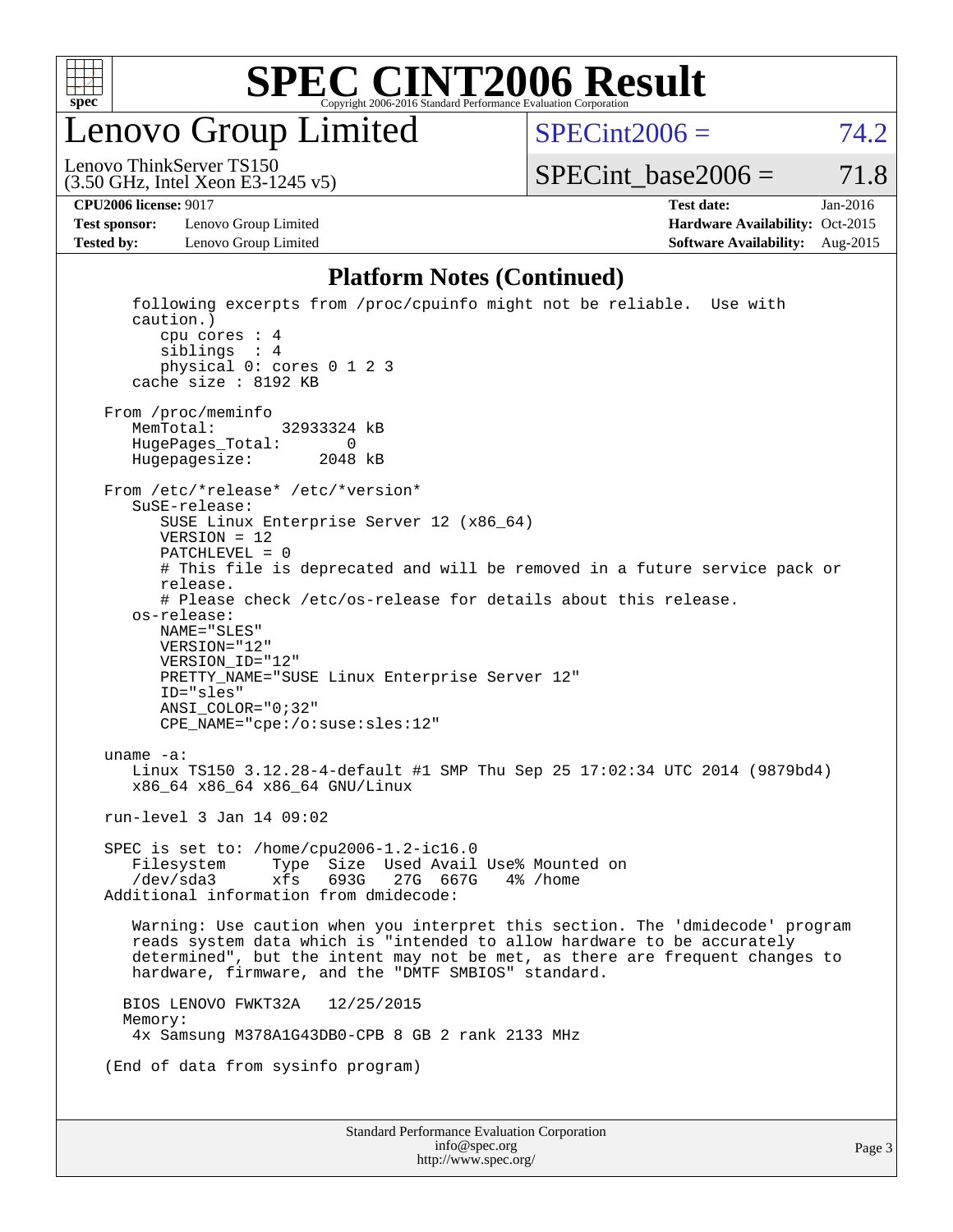# SPEC CINT2006 Result

Copyright 2006-2016 Standard Performance Evaluation Corporation

## Lenovo Group Limited

Lenovo ThinkServer TS150
(3.50 GHz, Intel Xeon E3-1245 v5)

SPECint2006 = 74.2

SPECint_base2006 = 71.8

| | | | |
|---|---|---|---|
| **CPU2006 license:** 9017 | | **Test date:** | Jan-2016 |
| **Test sponsor:** | Lenovo Group Limited | **Hardware Availability:** | Oct-2015 |
| **Tested by:** | Lenovo Group Limited | **Software Availability:** | Aug-2015 |

### Platform Notes (Continued)

```
      following excerpts from /proc/cpuinfo might not be reliable.  Use with
      caution.)
         cpu cores : 4
         siblings  : 4
         physical 0: cores 0 1 2 3
      cache size : 8192 KB

   From /proc/meminfo
      MemTotal:       32933324 kB
      HugePages_Total:       0
      Hugepagesize:       2048 kB

   From /etc/*release* /etc/*version*
      SuSE-release:
         SUSE Linux Enterprise Server 12 (x86_64)
         VERSION = 12
         PATCHLEVEL = 0
         # This file is deprecated and will be removed in a future service pack or
         release.
         # Please check /etc/os-release for details about this release.
      os-release:
         NAME="SLES"
         VERSION="12"
         VERSION_ID="12"
         PRETTY_NAME="SUSE Linux Enterprise Server 12"
         ID="sles"
         ANSI_COLOR="0;32"
         CPE_NAME="cpe:/o:suse:sles:12"

   uname -a:
      Linux TS150 3.12.28-4-default #1 SMP Thu Sep 25 17:02:34 UTC 2014 (9879bd4)
      x86_64 x86_64 x86_64 GNU/Linux

   run-level 3 Jan 14 09:02

   SPEC is set to: /home/cpu2006-1.2-ic16.0
      Filesystem     Type  Size  Used Avail Use% Mounted on
      /dev/sda3      xfs   693G   27G  667G   4% /home
   Additional information from dmidecode:

      Warning: Use caution when you interpret this section. The 'dmidecode' program
      reads system data which is "intended to allow hardware to be accurately
      determined", but the intent may not be met, as there are frequent changes to
      hardware, firmware, and the "DMTF SMBIOS" standard.

     BIOS LENOVO FWKT32A   12/25/2015
     Memory:
      4x Samsung M378A1G43DB0-CPB 8 GB 2 rank 2133 MHz

   (End of data from sysinfo program)
```

Standard Performance Evaluation Corporation
info@spec.org
http://www.spec.org/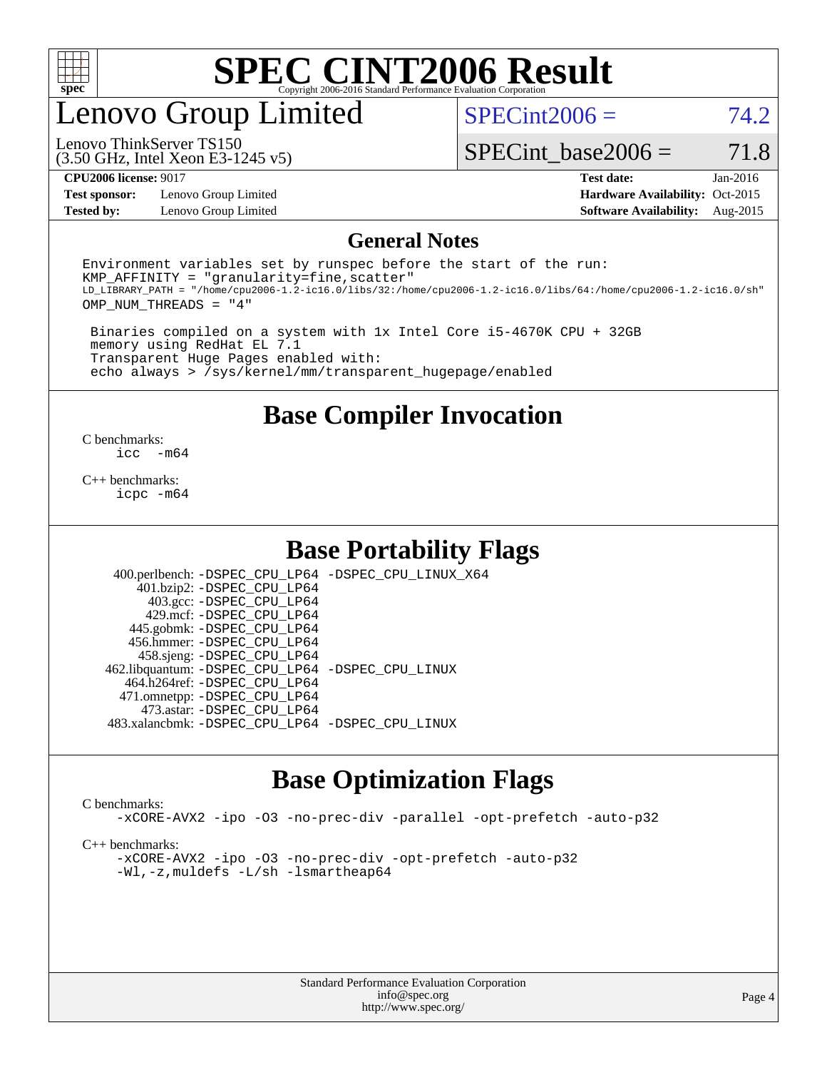# SPEC CINT2006 Result

Copyright 2006-2016 Standard Performance Evaluation Corporation

## Lenovo Group Limited

Lenovo ThinkServer TS150
(3.50 GHz, Intel Xeon E3-1245 v5)

SPECint2006 = 74.2

SPECint_base2006 = 71.8

| | | | |
|---|---|---|---|
| **CPU2006 license:** 9017 | | **Test date:** | Jan-2016 |
| **Test sponsor:** | Lenovo Group Limited | **Hardware Availability:** | Oct-2015 |
| **Tested by:** | Lenovo Group Limited | **Software Availability:** | Aug-2015 |

## General Notes

```
Environment variables set by runspec before the start of the run:
KMP_AFFINITY = "granularity=fine,scatter"
LD_LIBRARY_PATH = "/home/cpu2006-1.2-ic16.0/libs/32:/home/cpu2006-1.2-ic16.0/libs/64:/home/cpu2006-1.2-ic16.0/sh"
OMP_NUM_THREADS = "4"

 Binaries compiled on a system with 1x Intel Core i5-4670K CPU + 32GB
 memory using RedHat EL 7.1
 Transparent Huge Pages enabled with:
 echo always > /sys/kernel/mm/transparent_hugepage/enabled
```

## Base Compiler Invocation

C benchmarks:
`icc -m64`

C++ benchmarks:
`icpc -m64`

## Base Portability Flags

| | |
|---|---|
| 400.perlbench: | -DSPEC_CPU_LP64 -DSPEC_CPU_LINUX_X64 |
| 401.bzip2: | -DSPEC_CPU_LP64 |
| 403.gcc: | -DSPEC_CPU_LP64 |
| 429.mcf: | -DSPEC_CPU_LP64 |
| 445.gobmk: | -DSPEC_CPU_LP64 |
| 456.hmmer: | -DSPEC_CPU_LP64 |
| 458.sjeng: | -DSPEC_CPU_LP64 |
| 462.libquantum: | -DSPEC_CPU_LP64 -DSPEC_CPU_LINUX |
| 464.h264ref: | -DSPEC_CPU_LP64 |
| 471.omnetpp: | -DSPEC_CPU_LP64 |
| 473.astar: | -DSPEC_CPU_LP64 |
| 483.xalancbmk: | -DSPEC_CPU_LP64 -DSPEC_CPU_LINUX |

## Base Optimization Flags

C benchmarks:
`-xCORE-AVX2 -ipo -O3 -no-prec-div -parallel -opt-prefetch -auto-p32`

C++ benchmarks:
`-xCORE-AVX2 -ipo -O3 -no-prec-div -opt-prefetch -auto-p32`
`-Wl,-z,muldefs -L/sh -lsmartheap64`

Standard Performance Evaluation Corporation
info@spec.org
http://www.spec.org/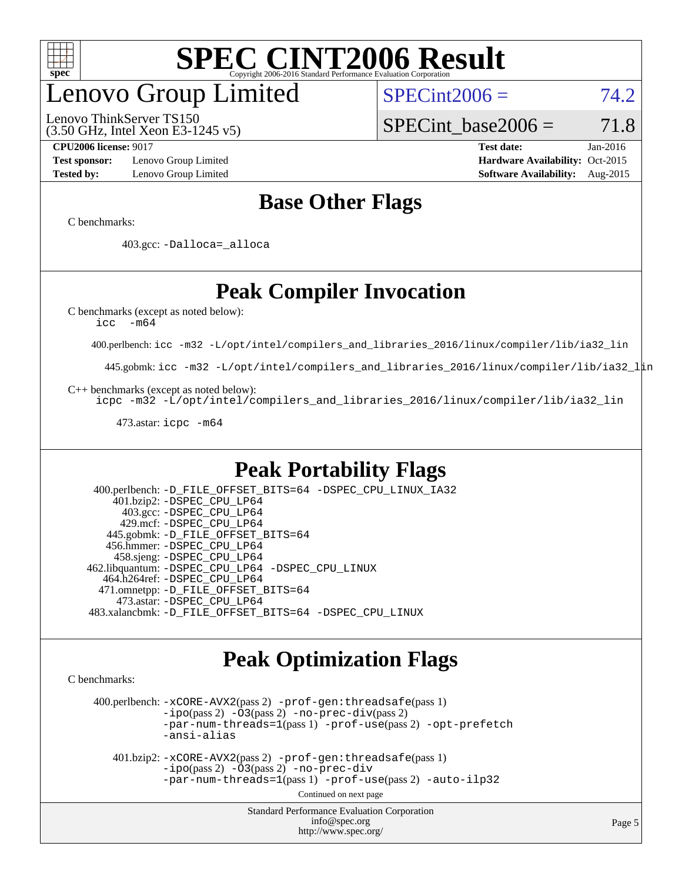# SPEC CINT2006 Result

# Lenovo Group Limited

Lenovo ThinkServer TS150
(3.50 GHz, Intel Xeon E3-1245 v5)

SPECint2006 = 74.2

SPECint_base2006 = 71.8

**CPU2006 license:** 9017
**Test sponsor:** Lenovo Group Limited
**Tested by:** Lenovo Group Limited

**Test date:** Jan-2016
**Hardware Availability:** Oct-2015
**Software Availability:** Aug-2015

## Base Other Flags

C benchmarks:

403.gcc: `-Dalloca=_alloca`

## Peak Compiler Invocation

C benchmarks (except as noted below):
`icc -m64`

400.perlbench: `icc -m32 -L/opt/intel/compilers_and_libraries_2016/linux/compiler/lib/ia32_lin`

445.gobmk: `icc -m32 -L/opt/intel/compilers_and_libraries_2016/linux/compiler/lib/ia32_lin`

C++ benchmarks (except as noted below):
`icpc -m32 -L/opt/intel/compilers_and_libraries_2016/linux/compiler/lib/ia32_lin`

473.astar: `icpc -m64`

## Peak Portability Flags

400.perlbench: `-D_FILE_OFFSET_BITS=64 -DSPEC_CPU_LINUX_IA32`
401.bzip2: `-DSPEC_CPU_LP64`
403.gcc: `-DSPEC_CPU_LP64`
429.mcf: `-DSPEC_CPU_LP64`
445.gobmk: `-D_FILE_OFFSET_BITS=64`
456.hmmer: `-DSPEC_CPU_LP64`
458.sjeng: `-DSPEC_CPU_LP64`
462.libquantum: `-DSPEC_CPU_LP64 -DSPEC_CPU_LINUX`
464.h264ref: `-DSPEC_CPU_LP64`
471.omnetpp: `-D_FILE_OFFSET_BITS=64`
473.astar: `-DSPEC_CPU_LP64`
483.xalancbmk: `-D_FILE_OFFSET_BITS=64 -DSPEC_CPU_LINUX`

## Peak Optimization Flags

C benchmarks:

400.perlbench: `-xCORE-AVX2`(pass 2) `-prof-gen:threadsafe`(pass 1) `-ipo`(pass 2) `-O3`(pass 2) `-no-prec-div`(pass 2) `-par-num-threads=1`(pass 1) `-prof-use`(pass 2) `-opt-prefetch` `-ansi-alias`

401.bzip2: `-xCORE-AVX2`(pass 2) `-prof-gen:threadsafe`(pass 1) `-ipo`(pass 2) `-O3`(pass 2) `-no-prec-div` `-par-num-threads=1`(pass 1) `-prof-use`(pass 2) `-auto-ilp32`

Continued on next page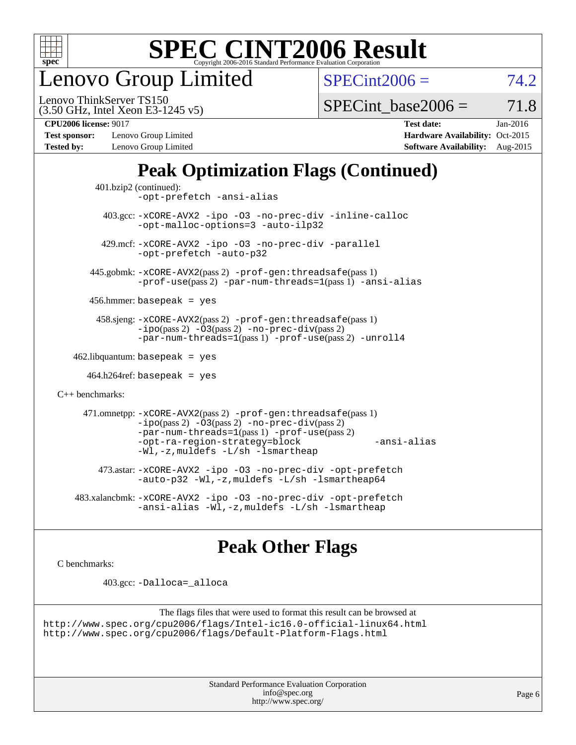# SPEC CINT2006 Result

Copyright 2006-2016 Standard Performance Evaluation Corporation

## Lenovo Group Limited

Lenovo ThinkServer TS150
(3.50 GHz, Intel Xeon E3-1245 v5)

SPECint2006 = 74.2

SPECint_base2006 = 71.8

**CPU2006 license:** 9017
**Test sponsor:** Lenovo Group Limited
**Tested by:** Lenovo Group Limited

**Test date:** Jan-2016
**Hardware Availability:** Oct-2015
**Software Availability:** Aug-2015

## Peak Optimization Flags (Continued)

401.bzip2 (continued):
`-opt-prefetch -ansi-alias`

403.gcc: `-xCORE-AVX2 -ipo -O3 -no-prec-div -inline-calloc -opt-malloc-options=3 -auto-ilp32`

429.mcf: `-xCORE-AVX2 -ipo -O3 -no-prec-div -parallel -opt-prefetch -auto-p32`

445.gobmk: `-xCORE-AVX2`(pass 2) `-prof-gen:threadsafe`(pass 1) `-prof-use`(pass 2) `-par-num-threads=1`(pass 1) `-ansi-alias`

456.hmmer: `basepeak = yes`

458.sjeng: `-xCORE-AVX2`(pass 2) `-prof-gen:threadsafe`(pass 1) `-ipo`(pass 2) `-O3`(pass 2) `-no-prec-div`(pass 2) `-par-num-threads=1`(pass 1) `-prof-use`(pass 2) `-unroll4`

462.libquantum: `basepeak = yes`

464.h264ref: `basepeak = yes`

C++ benchmarks:

471.omnetpp: `-xCORE-AVX2`(pass 2) `-prof-gen:threadsafe`(pass 1) `-ipo`(pass 2) `-O3`(pass 2) `-no-prec-div`(pass 2) `-par-num-threads=1`(pass 1) `-prof-use`(pass 2) `-opt-ra-region-strategy=block -ansi-alias -Wl,-z,muldefs -L/sh -lsmartheap`

473.astar: `-xCORE-AVX2 -ipo -O3 -no-prec-div -opt-prefetch -auto-p32 -Wl,-z,muldefs -L/sh -lsmartheap64`

483.xalancbmk: `-xCORE-AVX2 -ipo -O3 -no-prec-div -opt-prefetch -ansi-alias -Wl,-z,muldefs -L/sh -lsmartheap`

## Peak Other Flags

C benchmarks:

403.gcc: `-Dalloca=_alloca`

The flags files that were used to format this result can be browsed at
http://www.spec.org/cpu2006/flags/Intel-ic16.0-official-linux64.html
http://www.spec.org/cpu2006/flags/Default-Platform-Flags.html

Standard Performance Evaluation Corporation
info@spec.org
http://www.spec.org/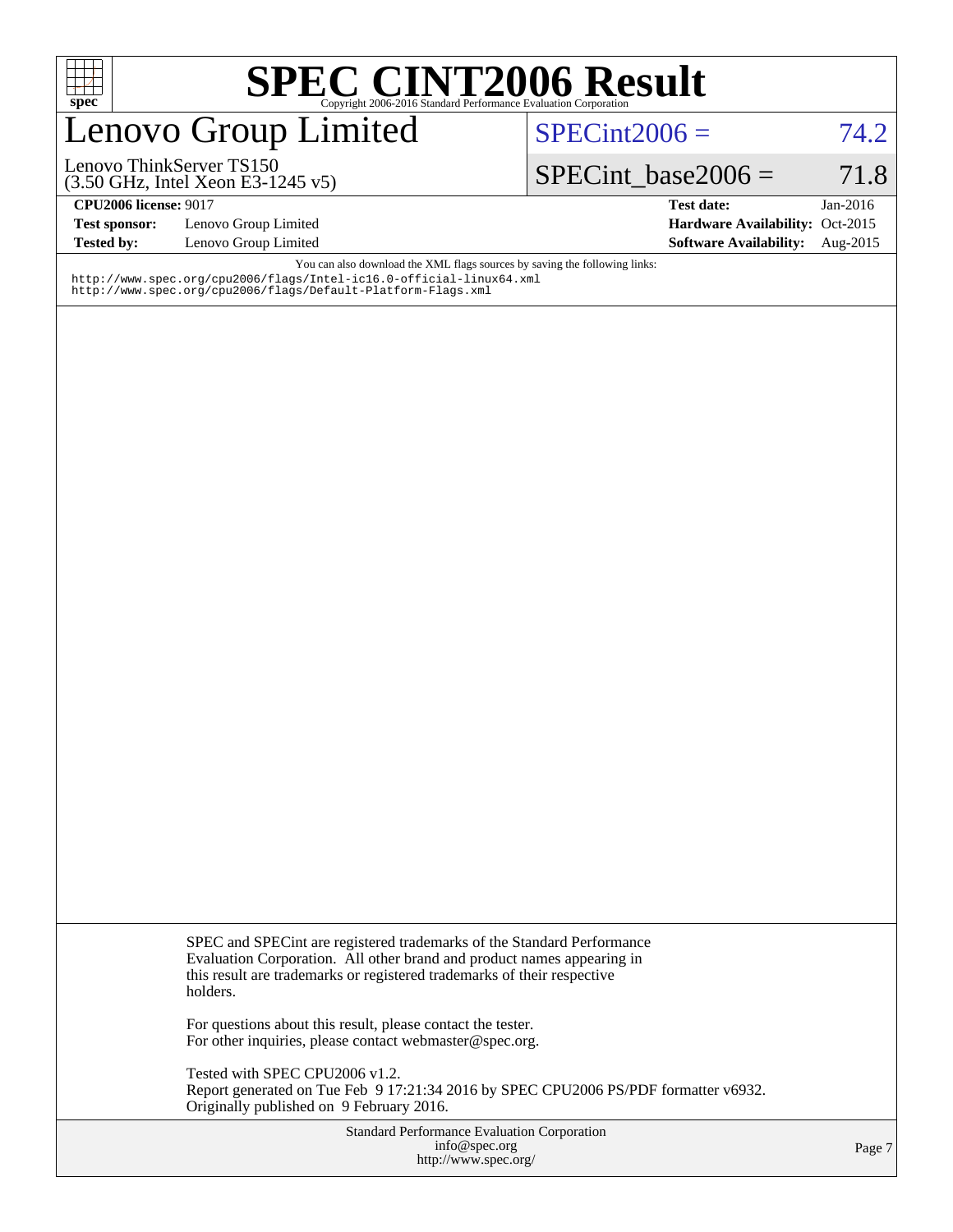# SPEC CINT2006 Result

Copyright 2006-2016 Standard Performance Evaluation Corporation

# Lenovo Group Limited

Lenovo ThinkServer TS150
(3.50 GHz, Intel Xeon E3-1245 v5)

SPECint2006 = 74.2

SPECint_base2006 = 71.8

| | | | |
|---|---|---|---|
| **CPU2006 license:** 9017 | | **Test date:** | Jan-2016 |
| **Test sponsor:** | Lenovo Group Limited | **Hardware Availability:** | Oct-2015 |
| **Tested by:** | Lenovo Group Limited | **Software Availability:** | Aug-2015 |

You can also download the XML flags sources by saving the following links:

```
http://www.spec.org/cpu2006/flags/Intel-ic16.0-official-linux64.xml
http://www.spec.org/cpu2006/flags/Default-Platform-Flags.xml
```

SPEC and SPECint are registered trademarks of the Standard Performance Evaluation Corporation. All other brand and product names appearing in this result are trademarks or registered trademarks of their respective holders.

For questions about this result, please contact the tester.
For other inquiries, please contact webmaster@spec.org.

Tested with SPEC CPU2006 v1.2.
Report generated on Tue Feb 9 17:21:34 2016 by SPEC CPU2006 PS/PDF formatter v6932.
Originally published on 9 February 2016.

Standard Performance Evaluation Corporation
info@spec.org
http://www.spec.org/